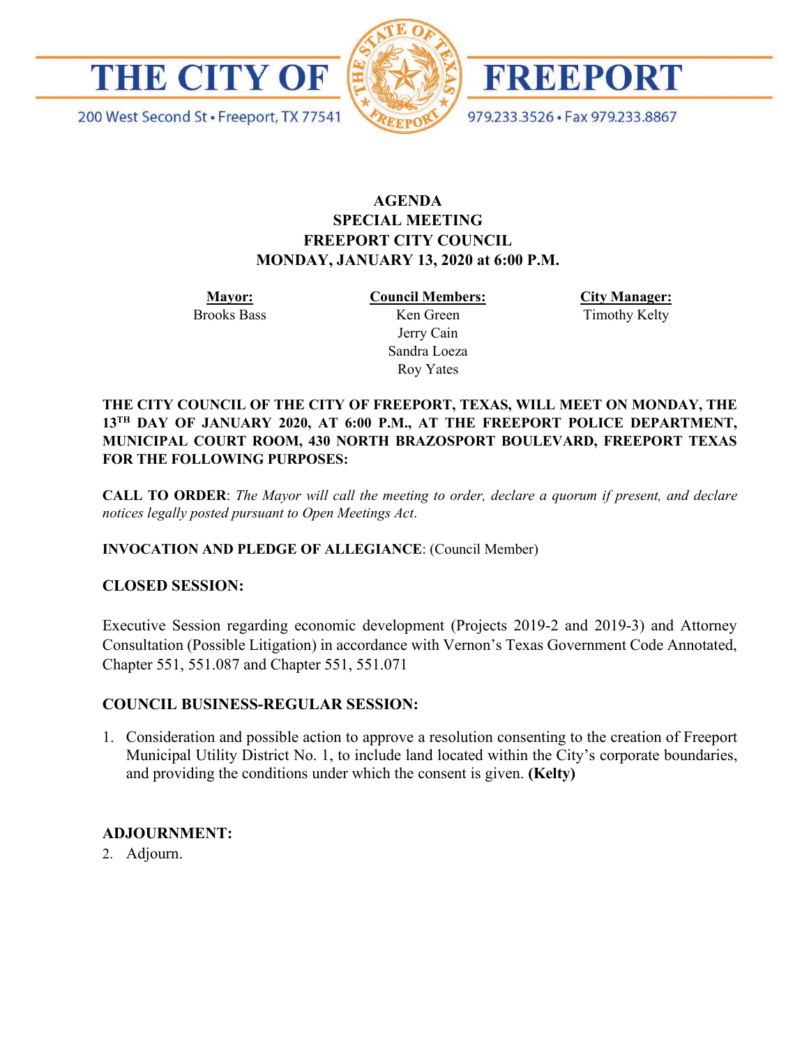# THE CITY OF FREEPORT

200 West Second St • Freeport, TX 77541

979.233.3526 • Fax 979.233.8867

**AGENDA**
**SPECIAL MEETING**
**FREEPORT CITY COUNCIL**
**MONDAY, JANUARY 13, 2020 at 6:00 P.M.**

| **Mayor:** | **Council Members:** | **City Manager:** |
| --- | --- | --- |
| Brooks Bass | Ken Green | Timothy Kelty |
| | Jerry Cain | |
| | Sandra Loeza | |
| | Roy Yates | |

**THE CITY COUNCIL OF THE CITY OF FREEPORT, TEXAS, WILL MEET ON MONDAY, THE 13TH DAY OF JANUARY 2020, AT 6:00 P.M., AT THE FREEPORT POLICE DEPARTMENT, MUNICIPAL COURT ROOM, 430 NORTH BRAZOSPORT BOULEVARD, FREEPORT TEXAS FOR THE FOLLOWING PURPOSES:**

**CALL TO ORDER**: *The Mayor will call the meeting to order, declare a quorum if present, and declare notices legally posted pursuant to Open Meetings Act.*

**INVOCATION AND PLEDGE OF ALLEGIANCE**: (Council Member)

**CLOSED SESSION:**

Executive Session regarding economic development (Projects 2019-2 and 2019-3) and Attorney Consultation (Possible Litigation) in accordance with Vernon's Texas Government Code Annotated, Chapter 551, 551.087 and Chapter 551, 551.071

**COUNCIL BUSINESS-REGULAR SESSION:**

1. Consideration and possible action to approve a resolution consenting to the creation of Freeport Municipal Utility District No. 1, to include land located within the City's corporate boundaries, and providing the conditions under which the consent is given. **(Kelty)**

**ADJOURNMENT:**

2. Adjourn.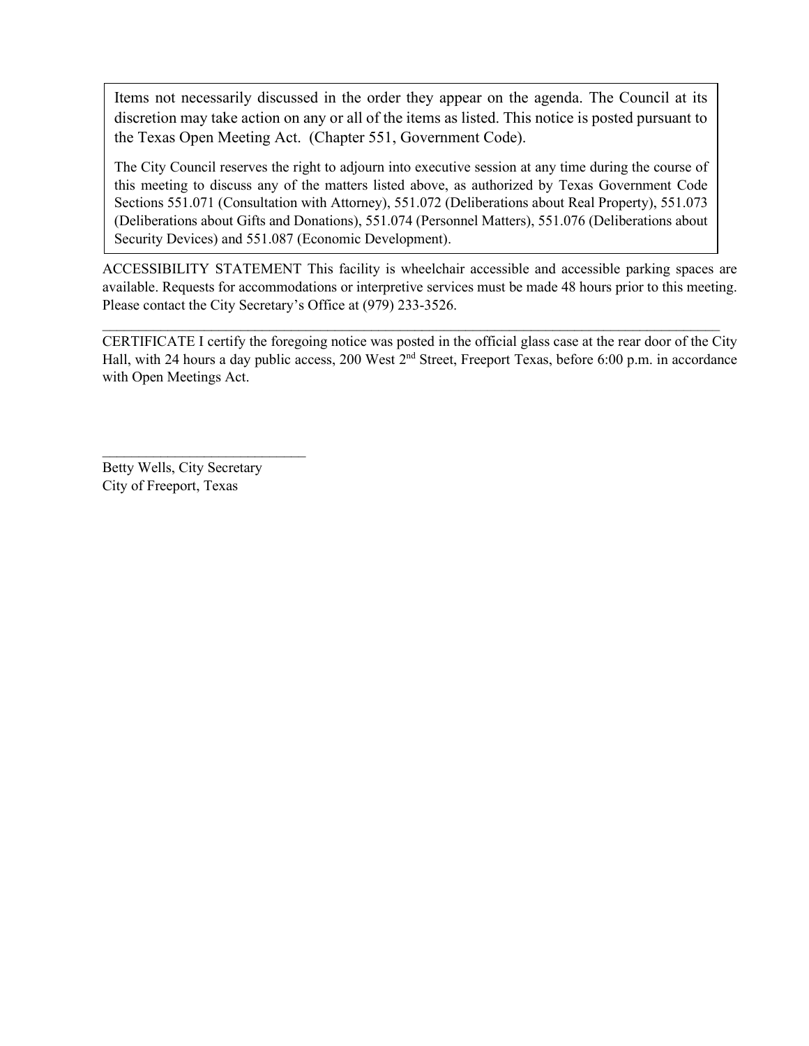Items not necessarily discussed in the order they appear on the agenda. The Council at its discretion may take action on any or all of the items as listed. This notice is posted pursuant to the Texas Open Meeting Act. (Chapter 551, Government Code).

The City Council reserves the right to adjourn into executive session at any time during the course of this meeting to discuss any of the matters listed above, as authorized by Texas Government Code Sections 551.071 (Consultation with Attorney), 551.072 (Deliberations about Real Property), 551.073 (Deliberations about Gifts and Donations), 551.074 (Personnel Matters), 551.076 (Deliberations about Security Devices) and 551.087 (Economic Development).

ACCESSIBILITY STATEMENT This facility is wheelchair accessible and accessible parking spaces are available. Requests for accommodations or interpretive services must be made 48 hours prior to this meeting. Please contact the City Secretary's Office at (979) 233-3526.

---

CERTIFICATE I certify the foregoing notice was posted in the official glass case at the rear door of the City Hall, with 24 hours a day public access, 200 West 2nd Street, Freeport Texas, before 6:00 p.m. in accordance with Open Meetings Act.

\_\_\_\_\_\_\_\_\_\_\_\_\_\_\_\_\_\_\_\_\_\_\_\_\_\_\_\_

Betty Wells, City Secretary
City of Freeport, Texas